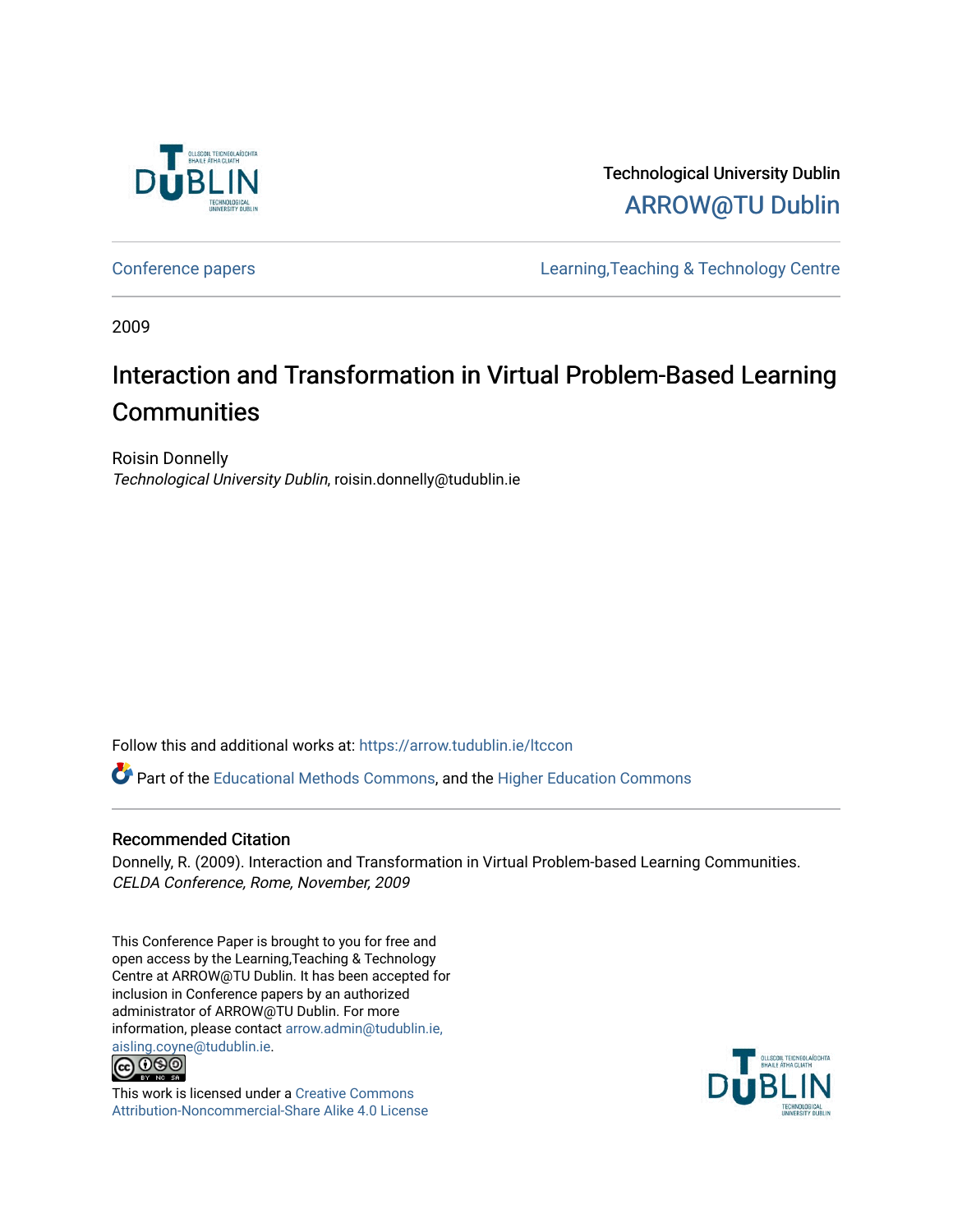Technological University Dublin

ARROW@TU Dublin

Conference papers | Learning,Teaching & Technology Centre

2009

# Interaction and Transformation in Virtual Problem-Based Learning Communities

Roisin Donnelly

*Technological University Dublin*, roisin.donnelly@tudublin.ie

Follow this and additional works at: https://arrow.tudublin.ie/ltccon

Part of the Educational Methods Commons, and the Higher Education Commons

## Recommended Citation

Donnelly, R. (2009). Interaction and Transformation in Virtual Problem-based Learning Communities. *CELDA Conference, Rome, November, 2009*

This Conference Paper is brought to you for free and open access by the Learning,Teaching & Technology Centre at ARROW@TU Dublin. It has been accepted for inclusion in Conference papers by an authorized administrator of ARROW@TU Dublin. For more information, please contact arrow.admin@tudublin.ie, aisling.coyne@tudublin.ie.

This work is licensed under a Creative Commons Attribution-Noncommercial-Share Alike 4.0 License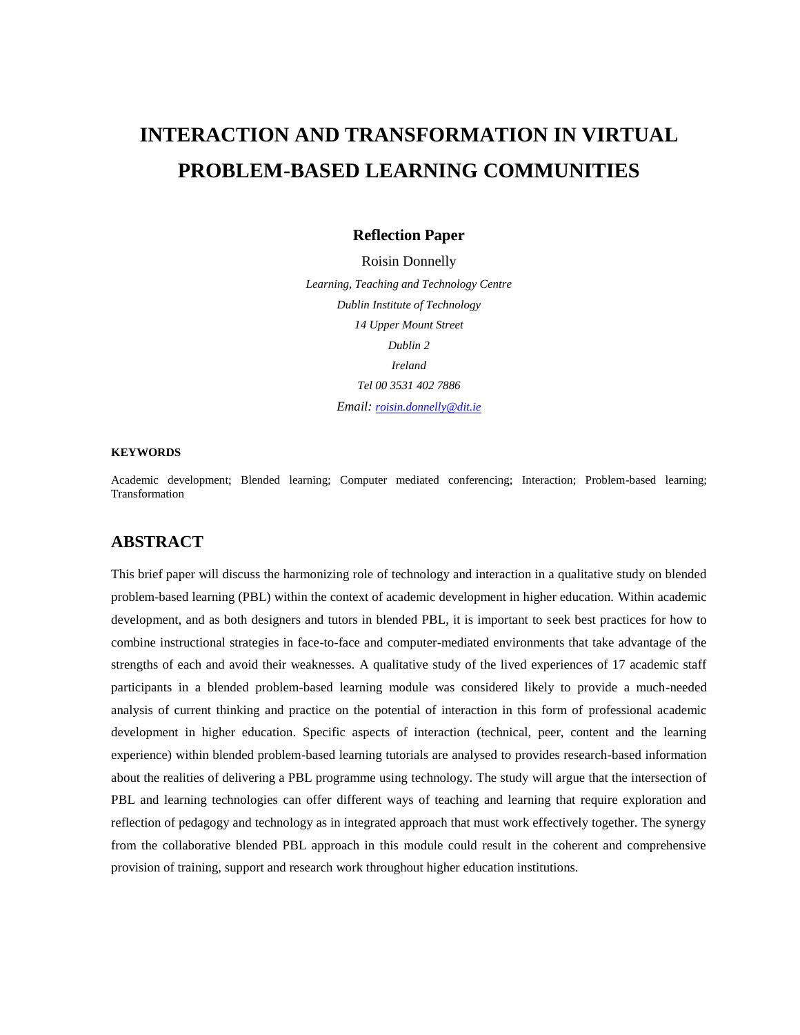# INTERACTION AND TRANSFORMATION IN VIRTUAL PROBLEM-BASED LEARNING COMMUNITIES

**Reflection Paper**

Roisin Donnelly

*Learning, Teaching and Technology Centre*

*Dublin Institute of Technology*

*14 Upper Mount Street*

*Dublin 2*

*Ireland*

*Tel 00 3531 402 7886*

*Email: roisin.donnelly@dit.ie*

#### KEYWORDS

Academic development; Blended learning; Computer mediated conferencing; Interaction; Problem-based learning; Transformation

## ABSTRACT

This brief paper will discuss the harmonizing role of technology and interaction in a qualitative study on blended problem-based learning (PBL) within the context of academic development in higher education. Within academic development, and as both designers and tutors in blended PBL, it is important to seek best practices for how to combine instructional strategies in face-to-face and computer-mediated environments that take advantage of the strengths of each and avoid their weaknesses. A qualitative study of the lived experiences of 17 academic staff participants in a blended problem-based learning module was considered likely to provide a much-needed analysis of current thinking and practice on the potential of interaction in this form of professional academic development in higher education. Specific aspects of interaction (technical, peer, content and the learning experience) within blended problem-based learning tutorials are analysed to provides research-based information about the realities of delivering a PBL programme using technology. The study will argue that the intersection of PBL and learning technologies can offer different ways of teaching and learning that require exploration and reflection of pedagogy and technology as in integrated approach that must work effectively together. The synergy from the collaborative blended PBL approach in this module could result in the coherent and comprehensive provision of training, support and research work throughout higher education institutions.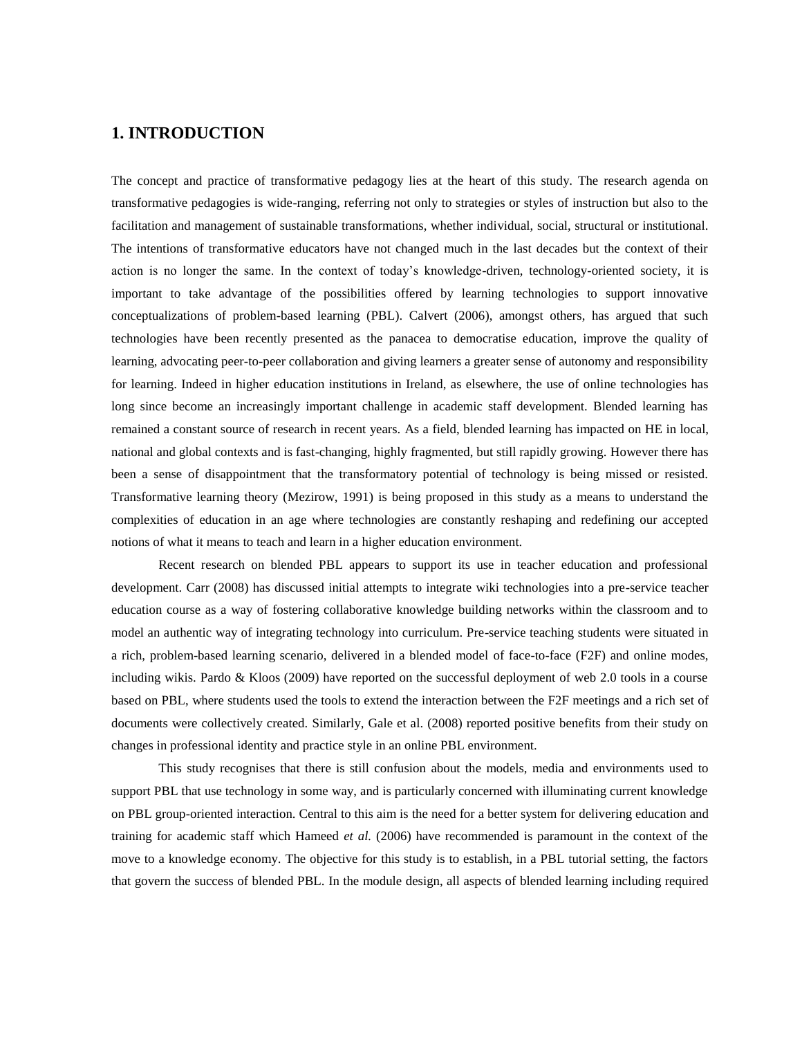## 1. INTRODUCTION

The concept and practice of transformative pedagogy lies at the heart of this study. The research agenda on transformative pedagogies is wide-ranging, referring not only to strategies or styles of instruction but also to the facilitation and management of sustainable transformations, whether individual, social, structural or institutional. The intentions of transformative educators have not changed much in the last decades but the context of their action is no longer the same. In the context of today's knowledge-driven, technology-oriented society, it is important to take advantage of the possibilities offered by learning technologies to support innovative conceptualizations of problem-based learning (PBL). Calvert (2006), amongst others, has argued that such technologies have been recently presented as the panacea to democratise education, improve the quality of learning, advocating peer-to-peer collaboration and giving learners a greater sense of autonomy and responsibility for learning. Indeed in higher education institutions in Ireland, as elsewhere, the use of online technologies has long since become an increasingly important challenge in academic staff development. Blended learning has remained a constant source of research in recent years. As a field, blended learning has impacted on HE in local, national and global contexts and is fast-changing, highly fragmented, but still rapidly growing. However there has been a sense of disappointment that the transformatory potential of technology is being missed or resisted. Transformative learning theory (Mezirow, 1991) is being proposed in this study as a means to understand the complexities of education in an age where technologies are constantly reshaping and redefining our accepted notions of what it means to teach and learn in a higher education environment.

Recent research on blended PBL appears to support its use in teacher education and professional development. Carr (2008) has discussed initial attempts to integrate wiki technologies into a pre-service teacher education course as a way of fostering collaborative knowledge building networks within the classroom and to model an authentic way of integrating technology into curriculum. Pre-service teaching students were situated in a rich, problem-based learning scenario, delivered in a blended model of face-to-face (F2F) and online modes, including wikis. Pardo & Kloos (2009) have reported on the successful deployment of web 2.0 tools in a course based on PBL, where students used the tools to extend the interaction between the F2F meetings and a rich set of documents were collectively created. Similarly, Gale et al. (2008) reported positive benefits from their study on changes in professional identity and practice style in an online PBL environment.

This study recognises that there is still confusion about the models, media and environments used to support PBL that use technology in some way, and is particularly concerned with illuminating current knowledge on PBL group-oriented interaction. Central to this aim is the need for a better system for delivering education and training for academic staff which Hameed *et al.* (2006) have recommended is paramount in the context of the move to a knowledge economy. The objective for this study is to establish, in a PBL tutorial setting, the factors that govern the success of blended PBL. In the module design, all aspects of blended learning including required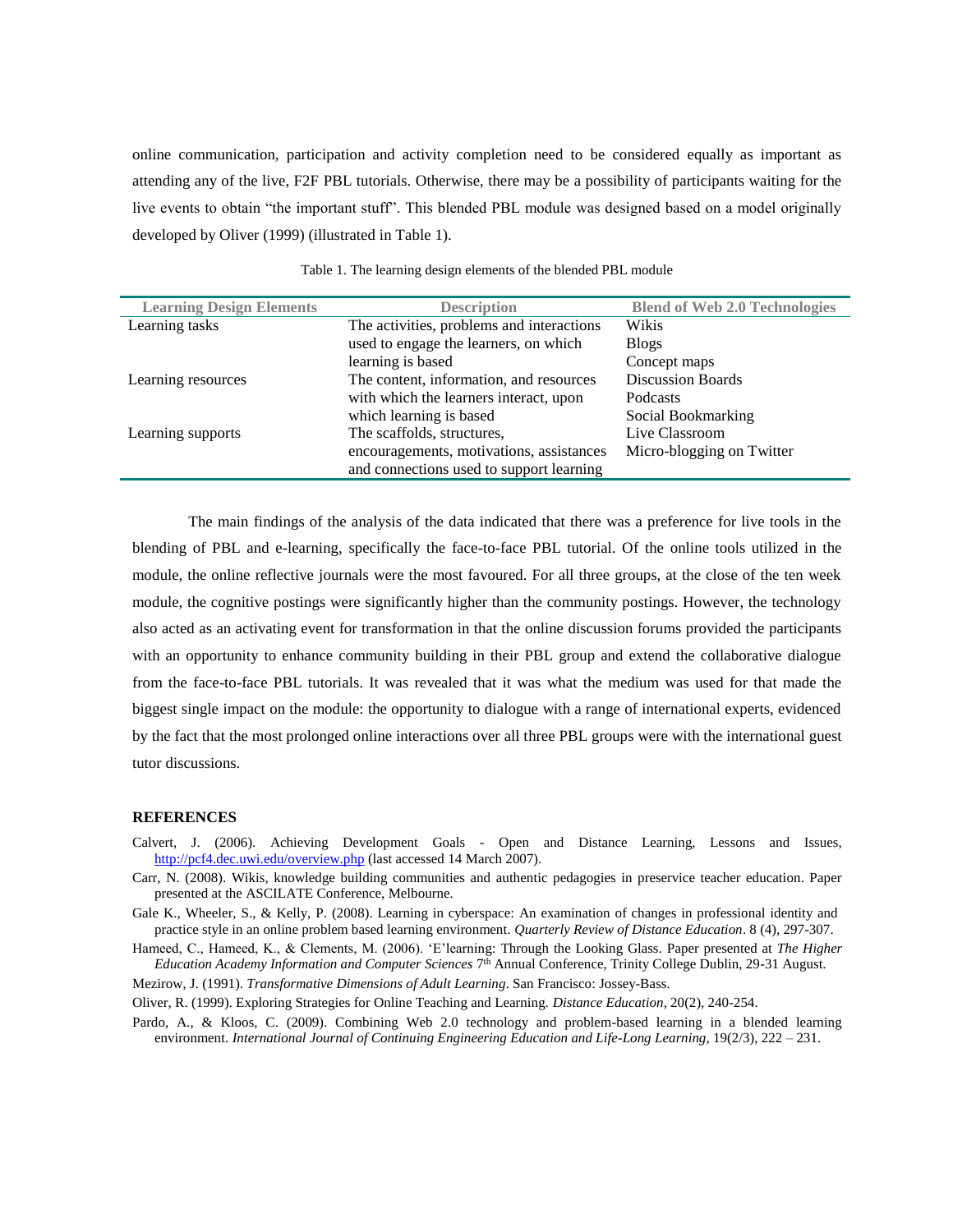online communication, participation and activity completion need to be considered equally as important as attending any of the live, F2F PBL tutorials. Otherwise, there may be a possibility of participants waiting for the live events to obtain "the important stuff". This blended PBL module was designed based on a model originally developed by Oliver (1999) (illustrated in Table 1).

Table 1. The learning design elements of the blended PBL module

| Learning Design Elements | Description | Blend of Web 2.0 Technologies |
|---|---|---|
| Learning tasks | The activities, problems and interactions used to engage the learners, on which learning is based | Wikis<br>Blogs<br>Concept maps |
| Learning resources | The content, information, and resources with which the learners interact, upon which learning is based | Discussion Boards<br>Podcasts<br>Social Bookmarking |
| Learning supports | The scaffolds, structures, encouragements, motivations, assistances and connections used to support learning | Live Classroom<br>Micro-blogging on Twitter |

The main findings of the analysis of the data indicated that there was a preference for live tools in the blending of PBL and e-learning, specifically the face-to-face PBL tutorial. Of the online tools utilized in the module, the online reflective journals were the most favoured. For all three groups, at the close of the ten week module, the cognitive postings were significantly higher than the community postings. However, the technology also acted as an activating event for transformation in that the online discussion forums provided the participants with an opportunity to enhance community building in their PBL group and extend the collaborative dialogue from the face-to-face PBL tutorials. It was revealed that it was what the medium was used for that made the biggest single impact on the module: the opportunity to dialogue with a range of international experts, evidenced by the fact that the most prolonged online interactions over all three PBL groups were with the international guest tutor discussions.

## REFERENCES

Calvert, J. (2006). Achieving Development Goals - Open and Distance Learning, Lessons and Issues, http://pcf4.dec.uwi.edu/overview.php (last accessed 14 March 2007).

Carr, N. (2008). Wikis, knowledge building communities and authentic pedagogies in preservice teacher education. Paper presented at the ASCILATE Conference, Melbourne.

Gale K., Wheeler, S., & Kelly, P. (2008). Learning in cyberspace: An examination of changes in professional identity and practice style in an online problem based learning environment. *Quarterly Review of Distance Education*. 8 (4), 297-307.

Hameed, C., Hameed, K., & Clements, M. (2006). 'E'learning: Through the Looking Glass. Paper presented at *The Higher Education Academy Information and Computer Sciences* 7th Annual Conference, Trinity College Dublin, 29-31 August.

Mezirow, J. (1991). *Transformative Dimensions of Adult Learning*. San Francisco: Jossey-Bass.

Oliver, R. (1999). Exploring Strategies for Online Teaching and Learning. *Distance Education*, 20(2), 240-254.

Pardo, A., & Kloos, C. (2009). Combining Web 2.0 technology and problem-based learning in a blended learning environment. *International Journal of Continuing Engineering Education and Life-Long Learning*, 19(2/3), 222 – 231.